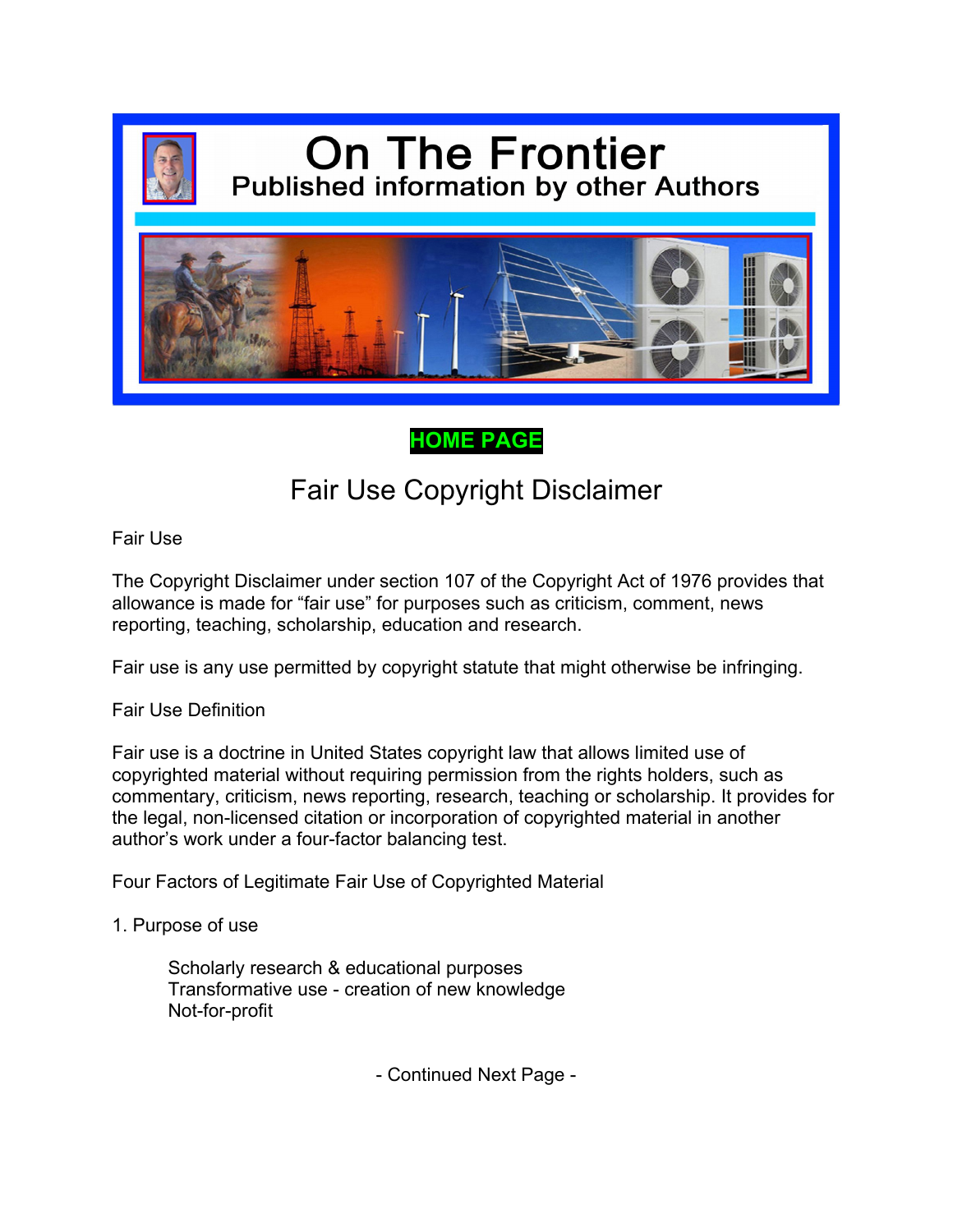# On The Frontier

## Published information by other Authors

**HOME PAGE**

## Fair Use Copyright Disclaimer

Fair Use

The Copyright Disclaimer under section 107 of the Copyright Act of 1976 provides that allowance is made for "fair use" for purposes such as criticism, comment, news reporting, teaching, scholarship, education and research.

Fair use is any use permitted by copyright statute that might otherwise be infringing.

Fair Use Definition

Fair use is a doctrine in United States copyright law that allows limited use of copyrighted material without requiring permission from the rights holders, such as commentary, criticism, news reporting, research, teaching or scholarship. It provides for the legal, non-licensed citation or incorporation of copyrighted material in another author's work under a four-factor balancing test.

Four Factors of Legitimate Fair Use of Copyrighted Material

1. Purpose of use

    Scholarly research & educational purposes
    Transformative use - creation of new knowledge
    Not-for-profit

- Continued Next Page -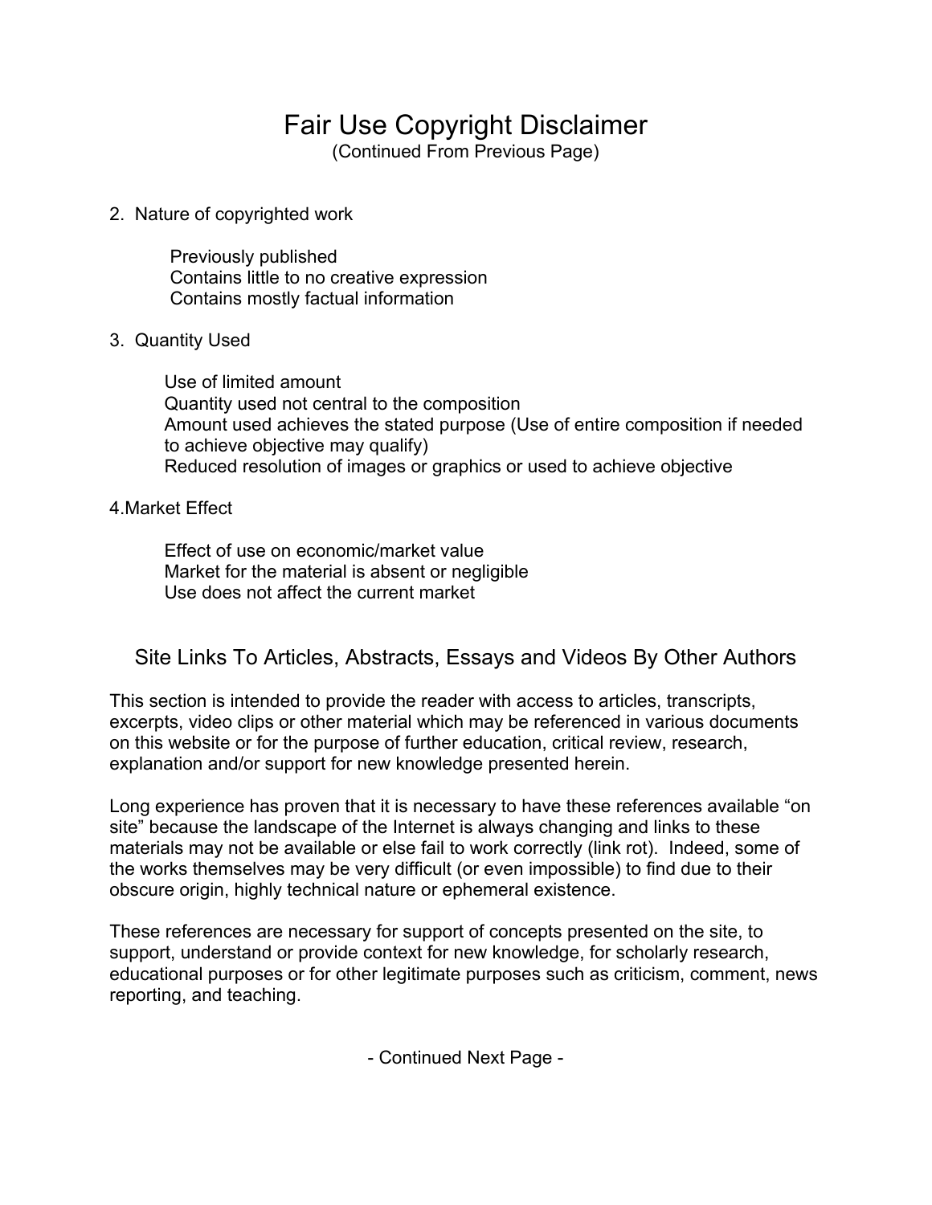# Fair Use Copyright Disclaimer

(Continued From Previous Page)

2. Nature of copyrighted work

    Previously published
    Contains little to no creative expression
    Contains mostly factual information

3. Quantity Used

    Use of limited amount
    Quantity used not central to the composition
    Amount used achieves the stated purpose (Use of entire composition if needed to achieve objective may qualify)
    Reduced resolution of images or graphics or used to achieve objective

4. Market Effect

    Effect of use on economic/market value
    Market for the material is absent or negligible
    Use does not affect the current market

## Site Links To Articles, Abstracts, Essays and Videos By Other Authors

This section is intended to provide the reader with access to articles, transcripts, excerpts, video clips or other material which may be referenced in various documents on this website or for the purpose of further education, critical review, research, explanation and/or support for new knowledge presented herein.

Long experience has proven that it is necessary to have these references available "on site" because the landscape of the Internet is always changing and links to these materials may not be available or else fail to work correctly (link rot). Indeed, some of the works themselves may be very difficult (or even impossible) to find due to their obscure origin, highly technical nature or ephemeral existence.

These references are necessary for support of concepts presented on the site, to support, understand or provide context for new knowledge, for scholarly research, educational purposes or for other legitimate purposes such as criticism, comment, news reporting, and teaching.

- Continued Next Page -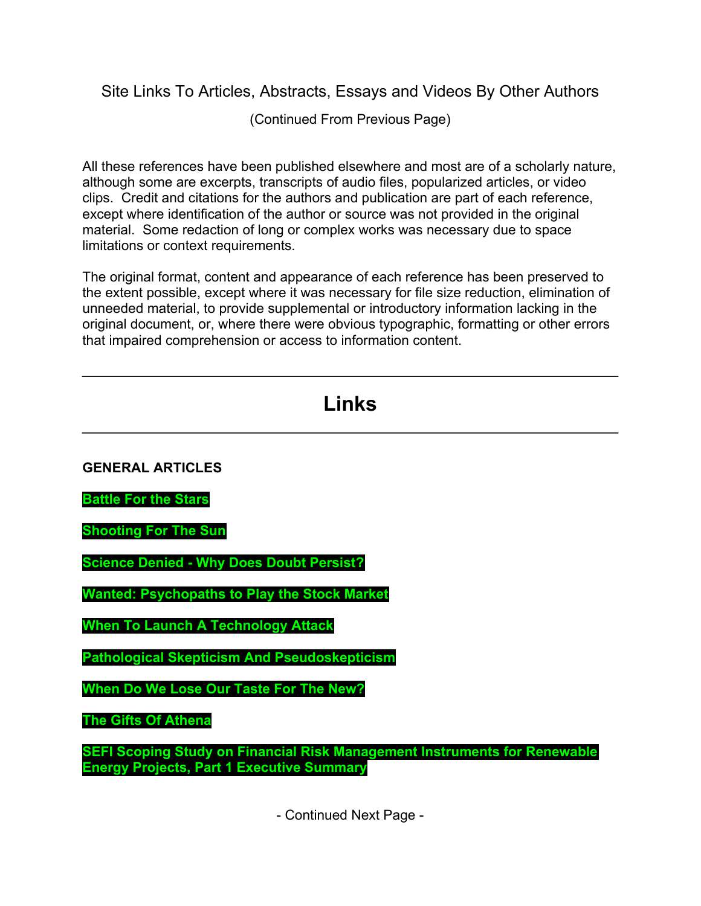Site Links To Articles, Abstracts, Essays and Videos By Other Authors

(Continued From Previous Page)

All these references have been published elsewhere and most are of a scholarly nature, although some are excerpts, transcripts of audio files, popularized articles, or video clips. Credit and citations for the authors and publication are part of each reference, except where identification of the author or source was not provided in the original material. Some redaction of long or complex works was necessary due to space limitations or context requirements.

The original format, content and appearance of each reference has been preserved to the extent possible, except where it was necessary for file size reduction, elimination of unneeded material, to provide supplemental or introductory information lacking in the original document, or, where there were obvious typographic, formatting or other errors that impaired comprehension or access to information content.

---

# Links

---

**GENERAL ARTICLES**

**Battle For the Stars**

**Shooting For The Sun**

**Science Denied - Why Does Doubt Persist?**

**Wanted: Psychopaths to Play the Stock Market**

**When To Launch A Technology Attack**

**Pathological Skepticism And Pseudoskepticism**

**When Do We Lose Our Taste For The New?**

**The Gifts Of Athena**

**SEFI Scoping Study on Financial Risk Management Instruments for Renewable Energy Projects, Part 1 Executive Summary**

- Continued Next Page -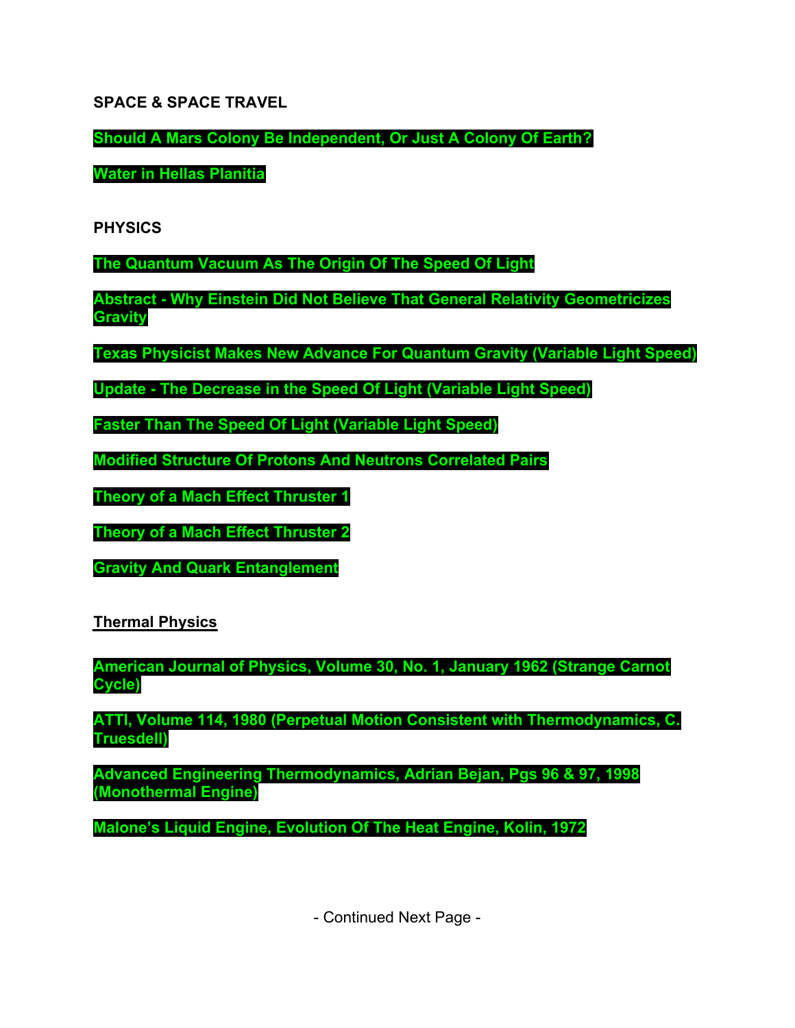**SPACE & SPACE TRAVEL**

**Should A Mars Colony Be Independent, Or Just A Colony Of Earth?**

**Water in Hellas Planitia**

**PHYSICS**

**The Quantum Vacuum As The Origin Of The Speed Of Light**

**Abstract - Why Einstein Did Not Believe That General Relativity Geometricizes Gravity**

**Texas Physicist Makes New Advance For Quantum Gravity (Variable Light Speed)**

**Update - The Decrease in the Speed Of Light (Variable Light Speed)**

**Faster Than The Speed Of Light (Variable Light Speed)**

**Modified Structure Of Protons And Neutrons Correlated Pairs**

**Theory of a Mach Effect Thruster 1**

**Theory of a Mach Effect Thruster 2**

**Gravity And Quark Entanglement**

**Thermal Physics**

**American Journal of Physics, Volume 30, No. 1, January 1962 (Strange Carnot Cycle)**

**ATTI, Volume 114, 1980 (Perpetual Motion Consistent with Thermodynamics, C. Truesdell)**

**Advanced Engineering Thermodynamics, Adrian Bejan, Pgs 96 & 97, 1998 (Monothermal Engine)**

**Malone's Liquid Engine, Evolution Of The Heat Engine, Kolin, 1972**

- Continued Next Page -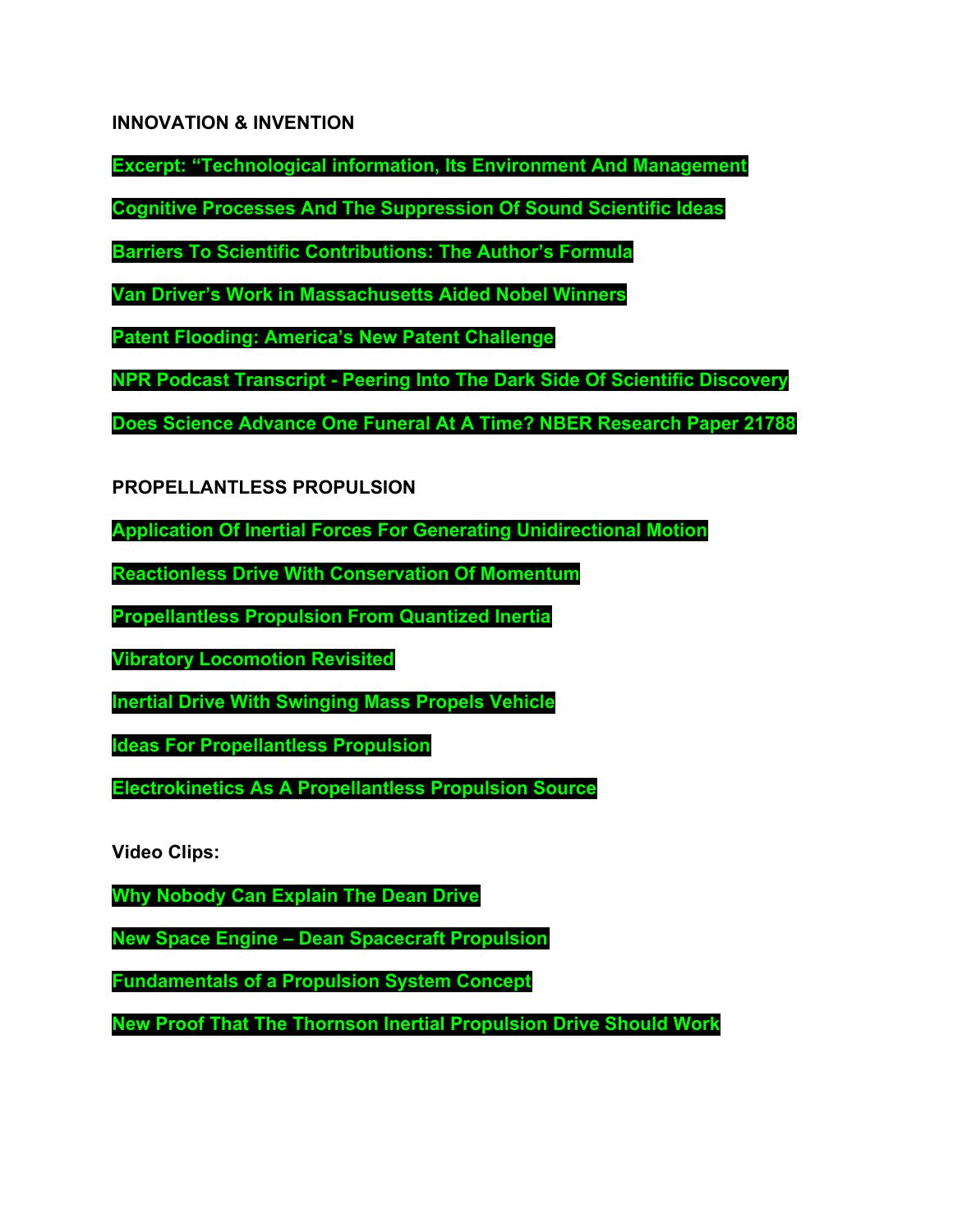**INNOVATION & INVENTION**

Excerpt: “Technological information, Its Environment And Management

Cognitive Processes And The Suppression Of Sound Scientific Ideas

Barriers To Scientific Contributions: The Author’s Formula

Van Driver’s Work in Massachusetts Aided Nobel Winners

Patent Flooding: America’s New Patent Challenge

NPR Podcast Transcript - Peering Into The Dark Side Of Scientific Discovery

Does Science Advance One Funeral At A Time? NBER Research Paper 21788

**PROPELLANTLESS PROPULSION**

Application Of Inertial Forces For Generating Unidirectional Motion

Reactionless Drive With Conservation Of Momentum

Propellantless Propulsion From Quantized Inertia

Vibratory Locomotion Revisited

Inertial Drive With Swinging Mass Propels Vehicle

Ideas For Propellantless Propulsion

Electrokinetics As A Propellantless Propulsion Source

**Video Clips:**

Why Nobody Can Explain The Dean Drive

New Space Engine – Dean Spacecraft Propulsion

Fundamentals of a Propulsion System Concept

New Proof That The Thornson Inertial Propulsion Drive Should Work